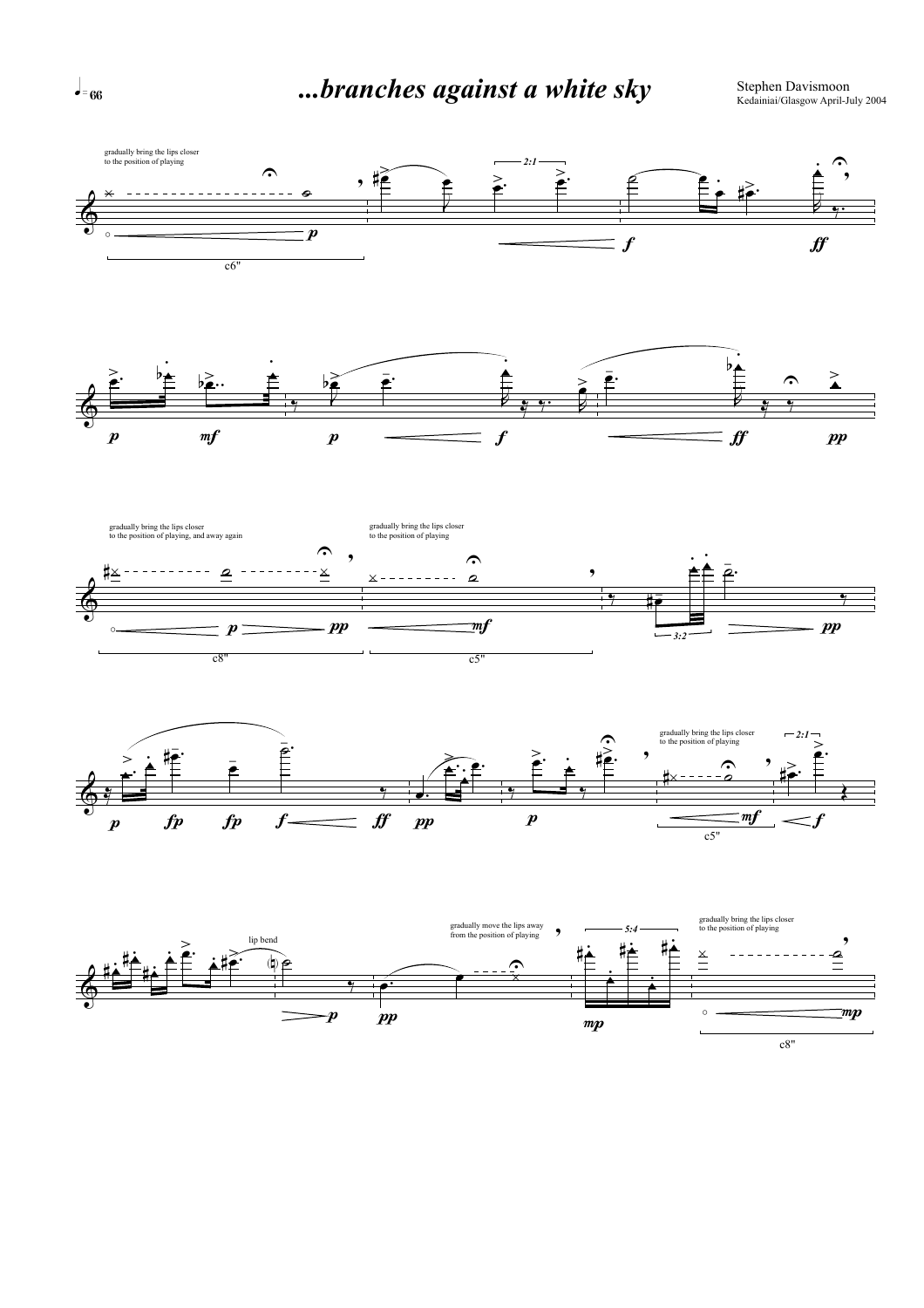# *...branches against a white sky*

Stephen Davismoon
Kedainiai/Glasgow April-July 2004

♩= 66

gradually bring the lips closer to the position of playing

c6"

gradually bring the lips closer to the position of playing, and away again

c8"

gradually bring the lips closer to the position of playing

c5"

gradually bring the lips closer to the position of playing

c5"

lip bend

gradually move the lips away from the position of playing

gradually bring the lips closer to the position of playing

c8"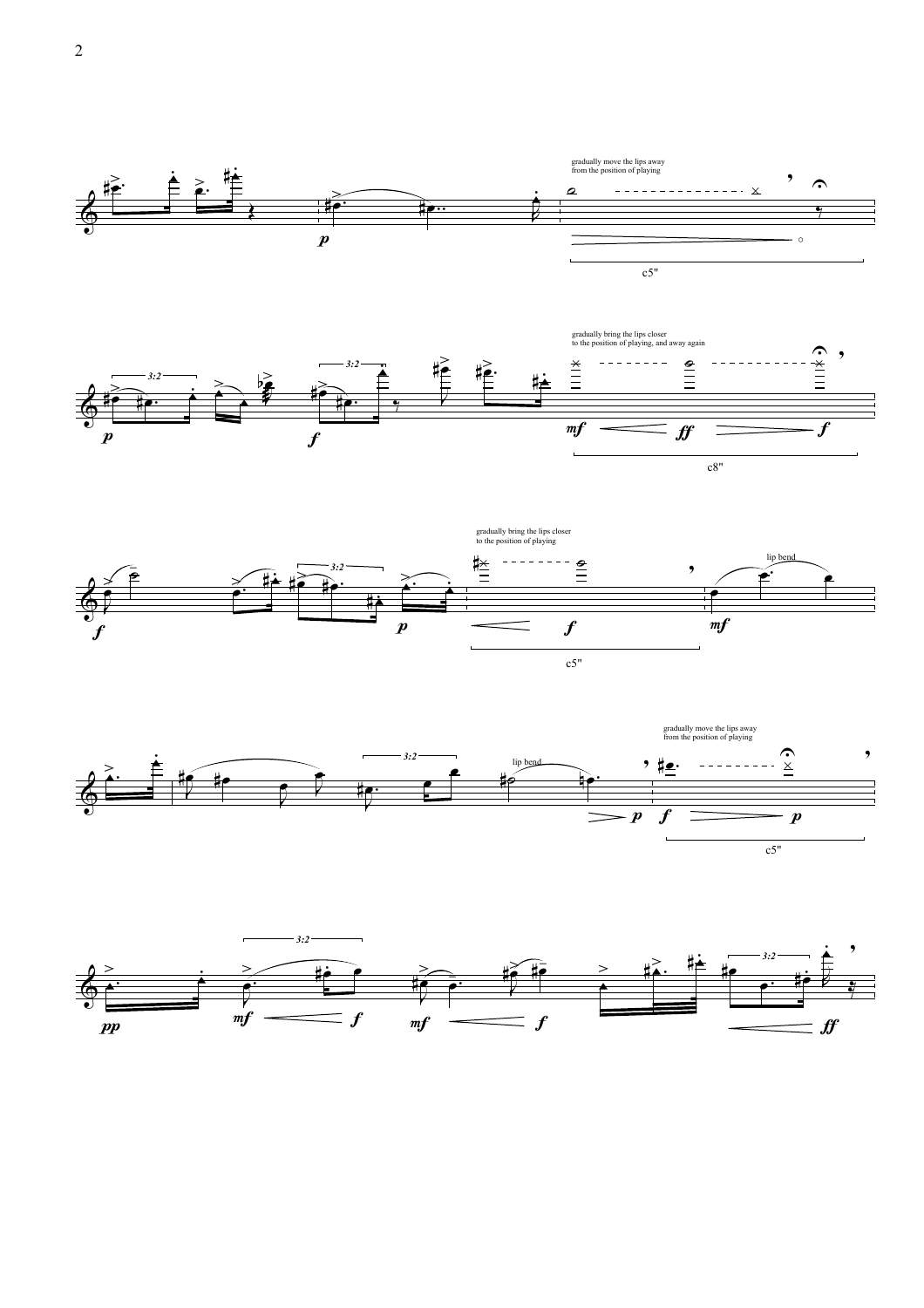gradually move the lips away from the position of playing

c5"

gradually bring the lips closer to the position of playing, and away again

c8"

gradually bring the lips closer to the position of playing

c5"

lip bend

lip bend

gradually move the lips away from the position of playing

c5"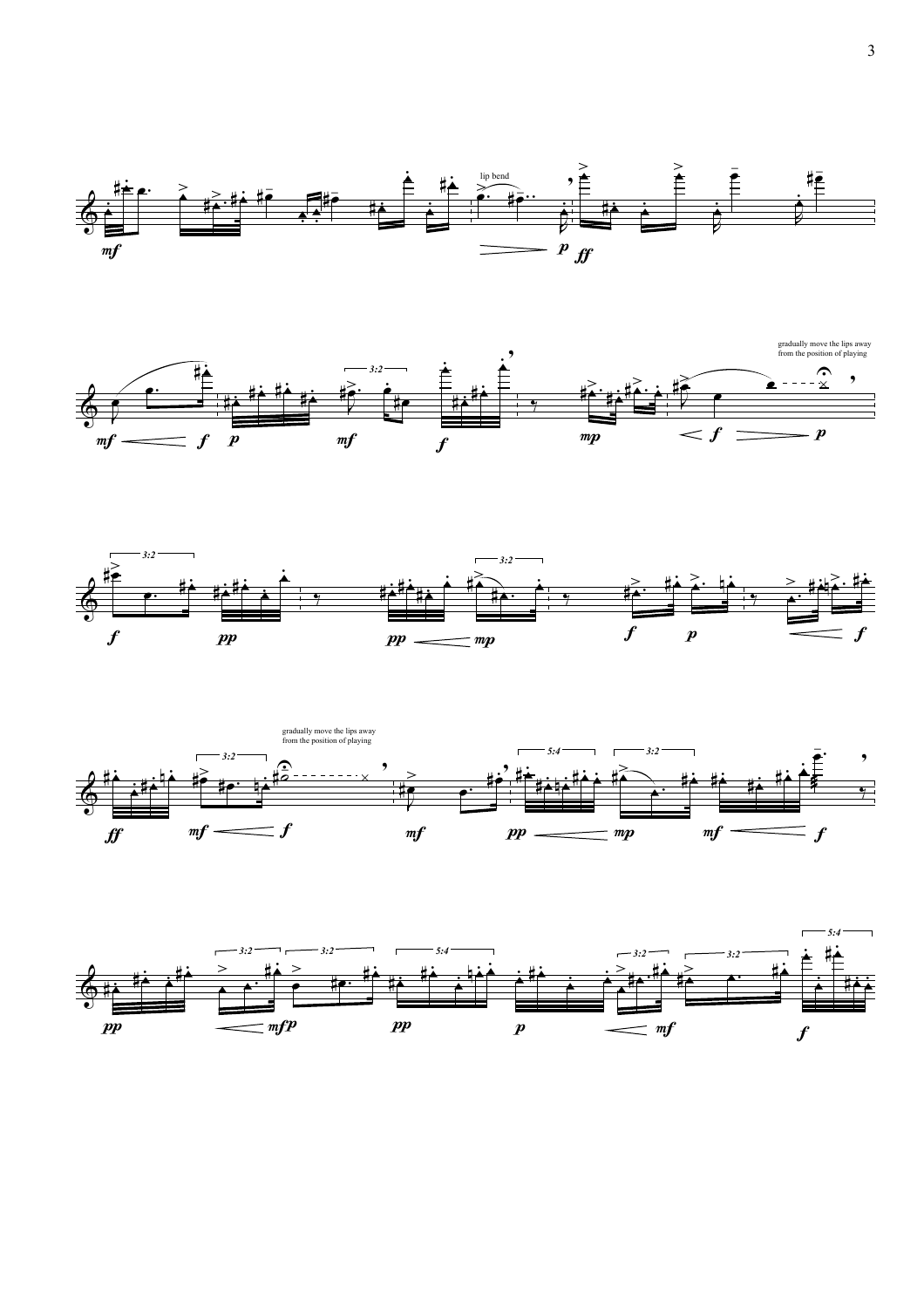lip bend

gradually move the lips away from the position of playing

gradually move the lips away from the position of playing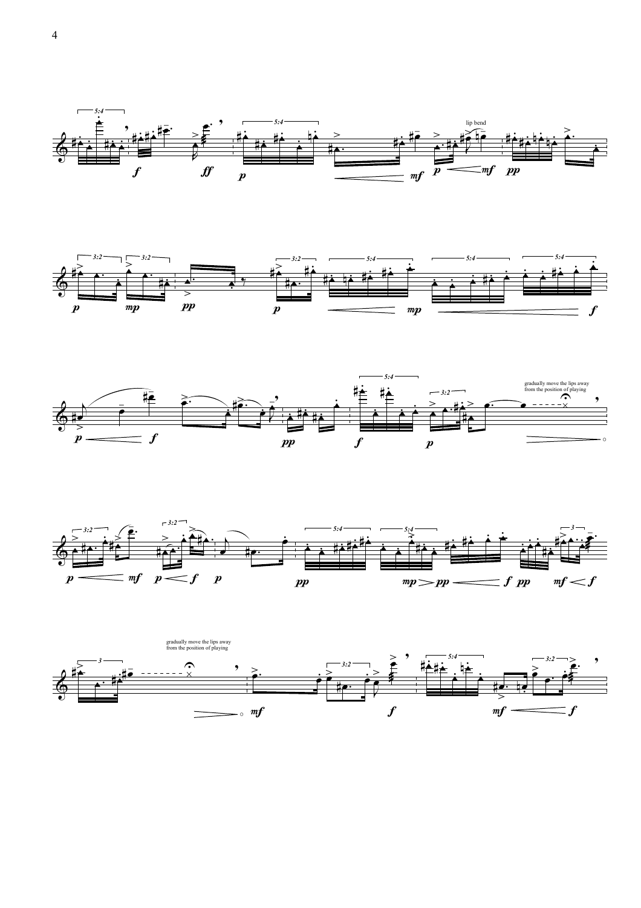lip bend

gradually move the lips away from the position of playing

gradually move the lips away from the position of playing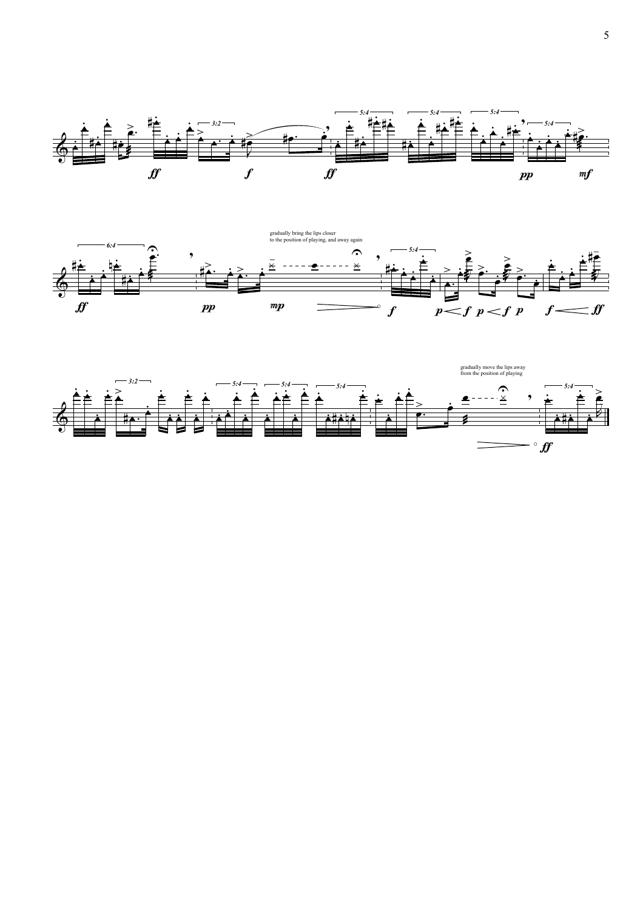gradually bring the lips closer
to the position of playing, and away again

gradually move the lips away
from the position of playing